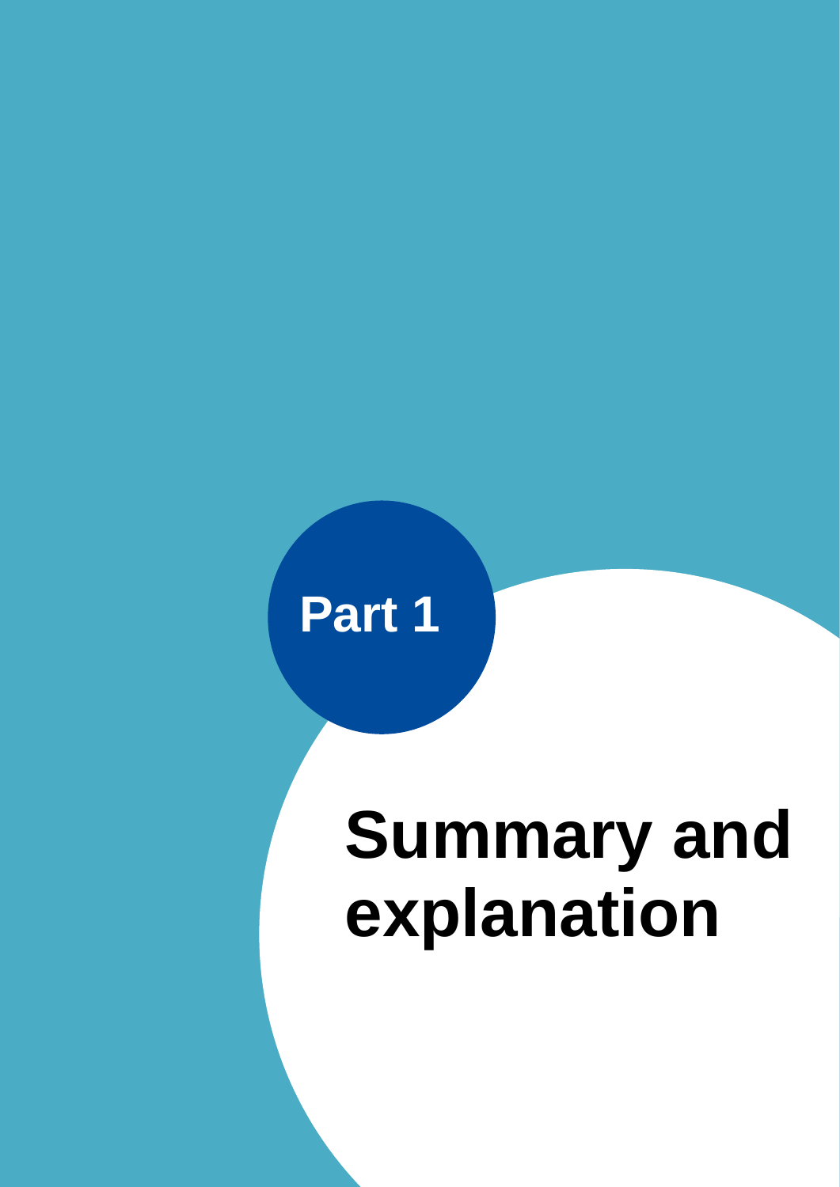# Part 1

# Summary and explanation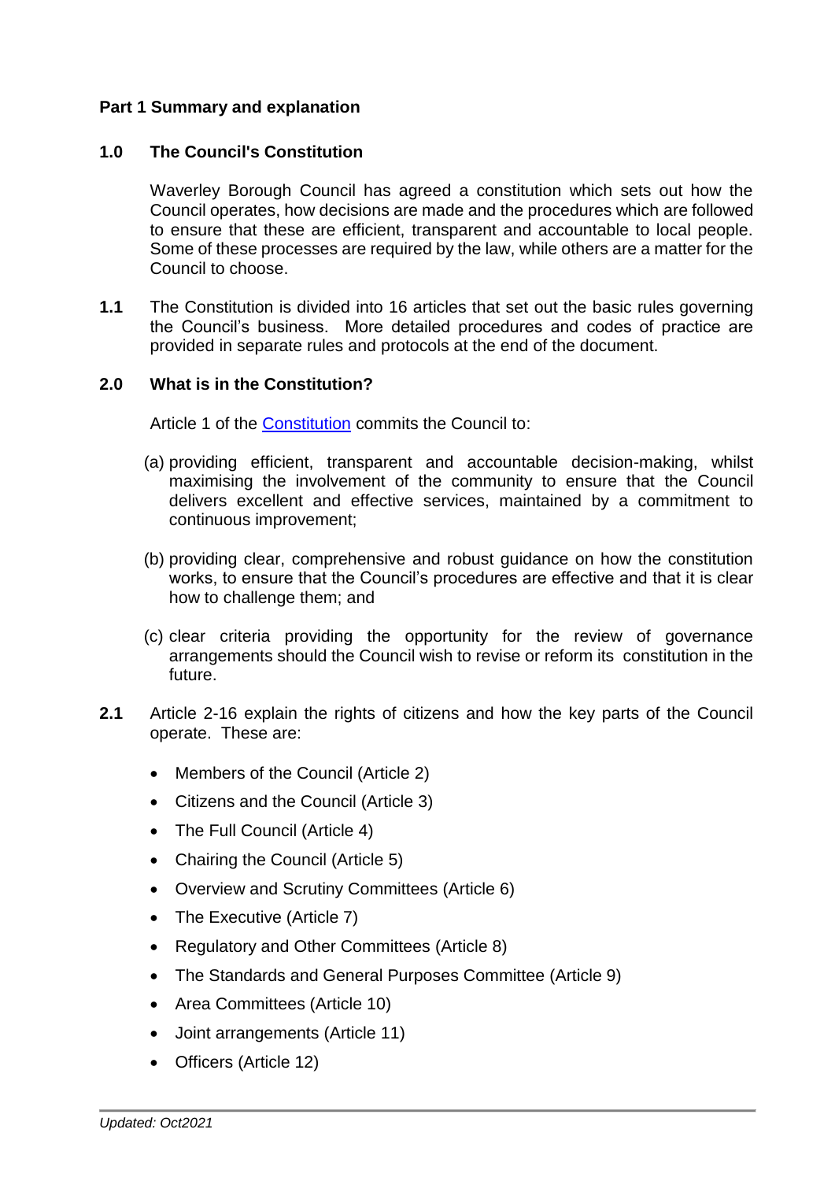## Part 1 Summary and explanation

### 1.0 The Council's Constitution

Waverley Borough Council has agreed a constitution which sets out how the Council operates, how decisions are made and the procedures which are followed to ensure that these are efficient, transparent and accountable to local people. Some of these processes are required by the law, while others are a matter for the Council to choose.

**1.1** The Constitution is divided into 16 articles that set out the basic rules governing the Council's business. More detailed procedures and codes of practice are provided in separate rules and protocols at the end of the document.

### 2.0 What is in the Constitution?

Article 1 of the Constitution commits the Council to:

(a) providing efficient, transparent and accountable decision-making, whilst maximising the involvement of the community to ensure that the Council delivers excellent and effective services, maintained by a commitment to continuous improvement;

(b) providing clear, comprehensive and robust guidance on how the constitution works, to ensure that the Council's procedures are effective and that it is clear how to challenge them; and

(c) clear criteria providing the opportunity for the review of governance arrangements should the Council wish to revise or reform its constitution in the future.

**2.1** Article 2-16 explain the rights of citizens and how the key parts of the Council operate. These are:

- Members of the Council (Article 2)
- Citizens and the Council (Article 3)
- The Full Council (Article 4)
- Chairing the Council (Article 5)
- Overview and Scrutiny Committees (Article 6)
- The Executive (Article 7)
- Regulatory and Other Committees (Article 8)
- The Standards and General Purposes Committee (Article 9)
- Area Committees (Article 10)
- Joint arrangements (Article 11)
- Officers (Article 12)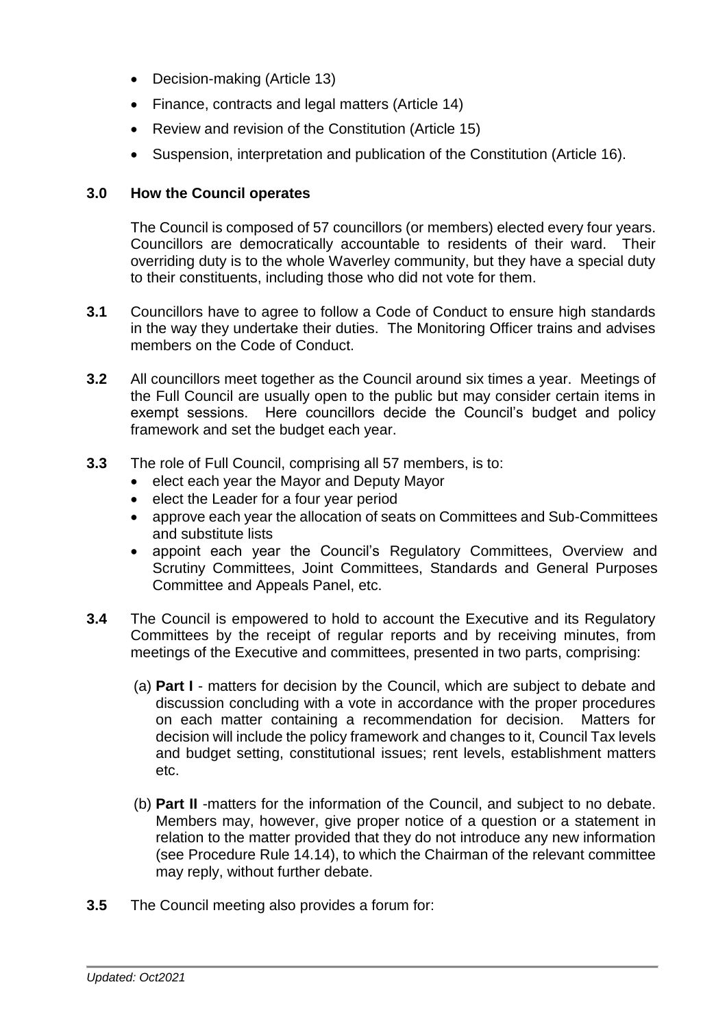- Decision-making (Article 13)
- Finance, contracts and legal matters (Article 14)
- Review and revision of the Constitution (Article 15)
- Suspension, interpretation and publication of the Constitution (Article 16).

## 3.0 How the Council operates

The Council is composed of 57 councillors (or members) elected every four years. Councillors are democratically accountable to residents of their ward. Their overriding duty is to the whole Waverley community, but they have a special duty to their constituents, including those who did not vote for them.

**3.1** Councillors have to agree to follow a Code of Conduct to ensure high standards in the way they undertake their duties. The Monitoring Officer trains and advises members on the Code of Conduct.

**3.2** All councillors meet together as the Council around six times a year. Meetings of the Full Council are usually open to the public but may consider certain items in exempt sessions. Here councillors decide the Council's budget and policy framework and set the budget each year.

**3.3** The role of Full Council, comprising all 57 members, is to:

- elect each year the Mayor and Deputy Mayor
- elect the Leader for a four year period
- approve each year the allocation of seats on Committees and Sub-Committees and substitute lists
- appoint each year the Council's Regulatory Committees, Overview and Scrutiny Committees, Joint Committees, Standards and General Purposes Committee and Appeals Panel, etc.

**3.4** The Council is empowered to hold to account the Executive and its Regulatory Committees by the receipt of regular reports and by receiving minutes, from meetings of the Executive and committees, presented in two parts, comprising:

(a) **Part I** - matters for decision by the Council, which are subject to debate and discussion concluding with a vote in accordance with the proper procedures on each matter containing a recommendation for decision. Matters for decision will include the policy framework and changes to it, Council Tax levels and budget setting, constitutional issues; rent levels, establishment matters etc.

(b) **Part II** -matters for the information of the Council, and subject to no debate. Members may, however, give proper notice of a question or a statement in relation to the matter provided that they do not introduce any new information (see Procedure Rule 14.14), to which the Chairman of the relevant committee may reply, without further debate.

**3.5** The Council meeting also provides a forum for: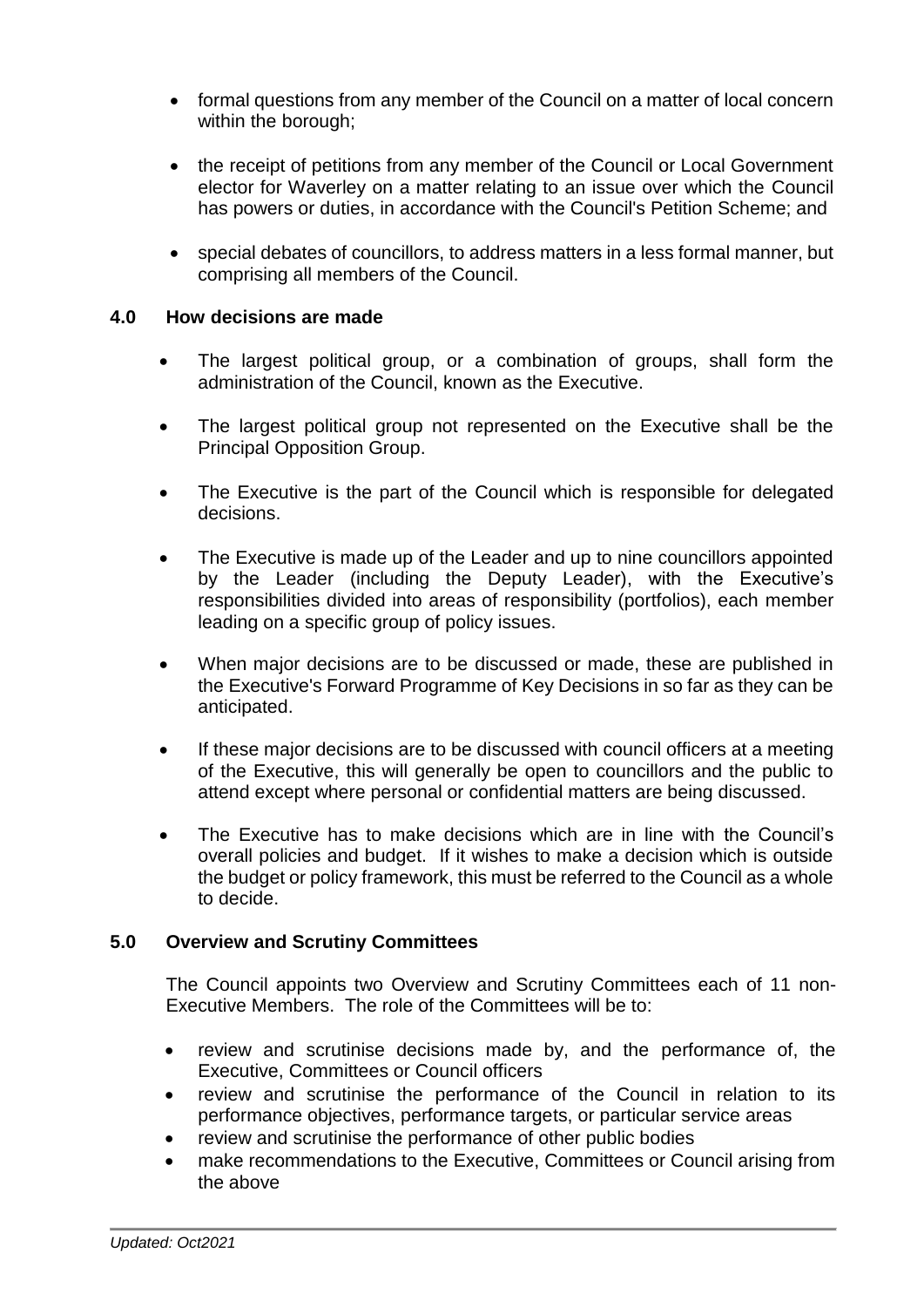- formal questions from any member of the Council on a matter of local concern within the borough;
- the receipt of petitions from any member of the Council or Local Government elector for Waverley on a matter relating to an issue over which the Council has powers or duties, in accordance with the Council's Petition Scheme; and
- special debates of councillors, to address matters in a less formal manner, but comprising all members of the Council.

## 4.0 How decisions are made

- The largest political group, or a combination of groups, shall form the administration of the Council, known as the Executive.
- The largest political group not represented on the Executive shall be the Principal Opposition Group.
- The Executive is the part of the Council which is responsible for delegated decisions.
- The Executive is made up of the Leader and up to nine councillors appointed by the Leader (including the Deputy Leader), with the Executive's responsibilities divided into areas of responsibility (portfolios), each member leading on a specific group of policy issues.
- When major decisions are to be discussed or made, these are published in the Executive's Forward Programme of Key Decisions in so far as they can be anticipated.
- If these major decisions are to be discussed with council officers at a meeting of the Executive, this will generally be open to councillors and the public to attend except where personal or confidential matters are being discussed.
- The Executive has to make decisions which are in line with the Council's overall policies and budget. If it wishes to make a decision which is outside the budget or policy framework, this must be referred to the Council as a whole to decide.

## 5.0 Overview and Scrutiny Committees

The Council appoints two Overview and Scrutiny Committees each of 11 non-Executive Members. The role of the Committees will be to:

- review and scrutinise decisions made by, and the performance of, the Executive, Committees or Council officers
- review and scrutinise the performance of the Council in relation to its performance objectives, performance targets, or particular service areas
- review and scrutinise the performance of other public bodies
- make recommendations to the Executive, Committees or Council arising from the above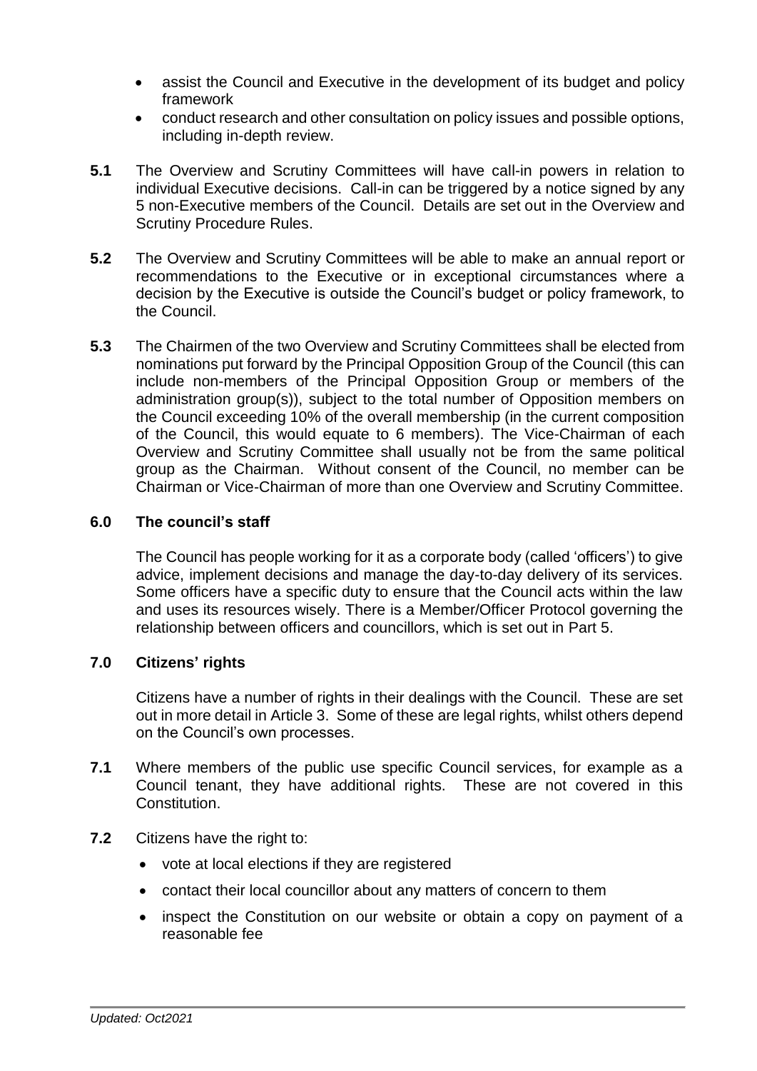- assist the Council and Executive in the development of its budget and policy framework
- conduct research and other consultation on policy issues and possible options, including in-depth review.

**5.1** The Overview and Scrutiny Committees will have call-in powers in relation to individual Executive decisions. Call-in can be triggered by a notice signed by any 5 non-Executive members of the Council. Details are set out in the Overview and Scrutiny Procedure Rules.

**5.2** The Overview and Scrutiny Committees will be able to make an annual report or recommendations to the Executive or in exceptional circumstances where a decision by the Executive is outside the Council's budget or policy framework, to the Council.

**5.3** The Chairmen of the two Overview and Scrutiny Committees shall be elected from nominations put forward by the Principal Opposition Group of the Council (this can include non-members of the Principal Opposition Group or members of the administration group(s)), subject to the total number of Opposition members on the Council exceeding 10% of the overall membership (in the current composition of the Council, this would equate to 6 members). The Vice-Chairman of each Overview and Scrutiny Committee shall usually not be from the same political group as the Chairman. Without consent of the Council, no member can be Chairman or Vice-Chairman of more than one Overview and Scrutiny Committee.

### 6.0 The council's staff

The Council has people working for it as a corporate body (called 'officers') to give advice, implement decisions and manage the day-to-day delivery of its services. Some officers have a specific duty to ensure that the Council acts within the law and uses its resources wisely. There is a Member/Officer Protocol governing the relationship between officers and councillors, which is set out in Part 5.

### 7.0 Citizens' rights

Citizens have a number of rights in their dealings with the Council. These are set out in more detail in Article 3. Some of these are legal rights, whilst others depend on the Council's own processes.

**7.1** Where members of the public use specific Council services, for example as a Council tenant, they have additional rights. These are not covered in this Constitution.

**7.2** Citizens have the right to:

- vote at local elections if they are registered
- contact their local councillor about any matters of concern to them
- inspect the Constitution on our website or obtain a copy on payment of a reasonable fee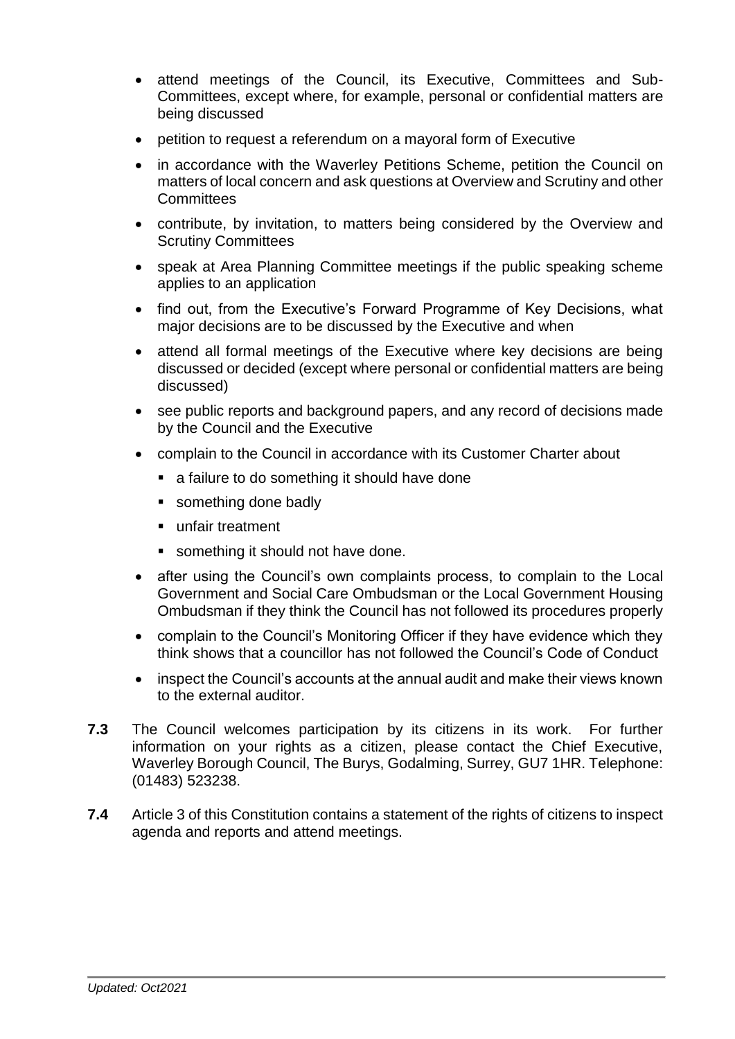- attend meetings of the Council, its Executive, Committees and Sub-Committees, except where, for example, personal or confidential matters are being discussed
- petition to request a referendum on a mayoral form of Executive
- in accordance with the Waverley Petitions Scheme, petition the Council on matters of local concern and ask questions at Overview and Scrutiny and other Committees
- contribute, by invitation, to matters being considered by the Overview and Scrutiny Committees
- speak at Area Planning Committee meetings if the public speaking scheme applies to an application
- find out, from the Executive's Forward Programme of Key Decisions, what major decisions are to be discussed by the Executive and when
- attend all formal meetings of the Executive where key decisions are being discussed or decided (except where personal or confidential matters are being discussed)
- see public reports and background papers, and any record of decisions made by the Council and the Executive
- complain to the Council in accordance with its Customer Charter about
  - a failure to do something it should have done
  - something done badly
  - unfair treatment
  - something it should not have done.
- after using the Council's own complaints process, to complain to the Local Government and Social Care Ombudsman or the Local Government Housing Ombudsman if they think the Council has not followed its procedures properly
- complain to the Council's Monitoring Officer if they have evidence which they think shows that a councillor has not followed the Council's Code of Conduct
- inspect the Council's accounts at the annual audit and make their views known to the external auditor.

**7.3** The Council welcomes participation by its citizens in its work. For further information on your rights as a citizen, please contact the Chief Executive, Waverley Borough Council, The Burys, Godalming, Surrey, GU7 1HR. Telephone: (01483) 523238.

**7.4** Article 3 of this Constitution contains a statement of the rights of citizens to inspect agenda and reports and attend meetings.

*Updated: Oct2021*